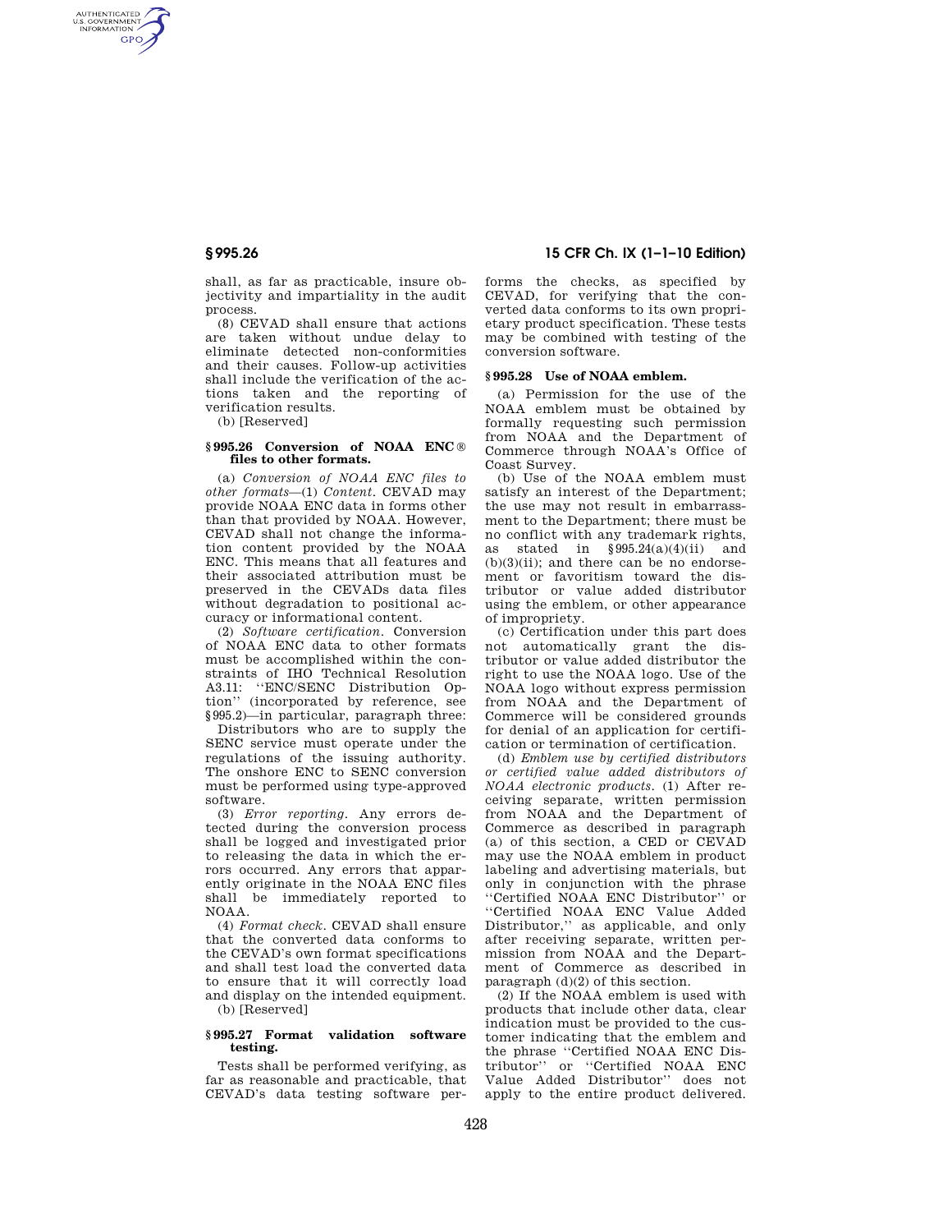shall, as far as practicable, insure objectivity and impartiality in the audit process.

(8) CEVAD shall ensure that actions are taken without undue delay to eliminate detected non-conformities and their causes. Follow-up activities shall include the verification of the actions taken and the reporting of verification results.

(b) [Reserved]

### § 995.26 Conversion of NOAA ENC® files to other formats.

(a) *Conversion of NOAA ENC files to other formats*—(1) *Content.* CEVAD may provide NOAA ENC data in forms other than that provided by NOAA. However, CEVAD shall not change the information content provided by the NOAA ENC. This means that all features and their associated attribution must be preserved in the CEVADs data files without degradation to positional accuracy or informational content.

(2) *Software certification.* Conversion of NOAA ENC data to other formats must be accomplished within the constraints of IHO Technical Resolution A3.11: ''ENC/SENC Distribution Option'' (incorporated by reference, see § 995.2)—in particular, paragraph three: Distributors who are to supply the SENC service must operate under the regulations of the issuing authority. The onshore ENC to SENC conversion must be performed using type-approved software.

(3) *Error reporting.* Any errors detected during the conversion process shall be logged and investigated prior to releasing the data in which the errors occurred. Any errors that apparently originate in the NOAA ENC files shall be immediately reported to NOAA.

(4) *Format check.* CEVAD shall ensure that the converted data conforms to the CEVAD's own format specifications and shall test load the converted data to ensure that it will correctly load and display on the intended equipment.

(b) [Reserved]

### § 995.27 Format validation software testing.

Tests shall be performed verifying, as far as reasonable and practicable, that CEVAD's data testing software performs the checks, as specified by CEVAD, for verifying that the converted data conforms to its own proprietary product specification. These tests may be combined with testing of the conversion software.

### § 995.28 Use of NOAA emblem.

(a) Permission for the use of the NOAA emblem must be obtained by formally requesting such permission from NOAA and the Department of Commerce through NOAA's Office of Coast Survey.

(b) Use of the NOAA emblem must satisfy an interest of the Department; the use may not result in embarrassment to the Department; there must be no conflict with any trademark rights, as stated in § 995.24(a)(4)(ii) and (b)(3)(ii); and there can be no endorsement or favoritism toward the distributor or value added distributor using the emblem, or other appearance of impropriety.

(c) Certification under this part does not automatically grant the distributor or value added distributor the right to use the NOAA logo. Use of the NOAA logo without express permission from NOAA and the Department of Commerce will be considered grounds for denial of an application for certification or termination of certification.

(d) *Emblem use by certified distributors or certified value added distributors of NOAA electronic products.* (1) After receiving separate, written permission from NOAA and the Department of Commerce as described in paragraph (a) of this section, a CED or CEVAD may use the NOAA emblem in product labeling and advertising materials, but only in conjunction with the phrase ''Certified NOAA ENC Distributor'' or ''Certified NOAA ENC Value Added Distributor,'' as applicable, and only after receiving separate, written permission from NOAA and the Department of Commerce as described in paragraph (d)(2) of this section.

(2) If the NOAA emblem is used with products that include other data, clear indication must be provided to the customer indicating that the emblem and the phrase ''Certified NOAA ENC Distributor'' or ''Certified NOAA ENC Value Added Distributor'' does not apply to the entire product delivered.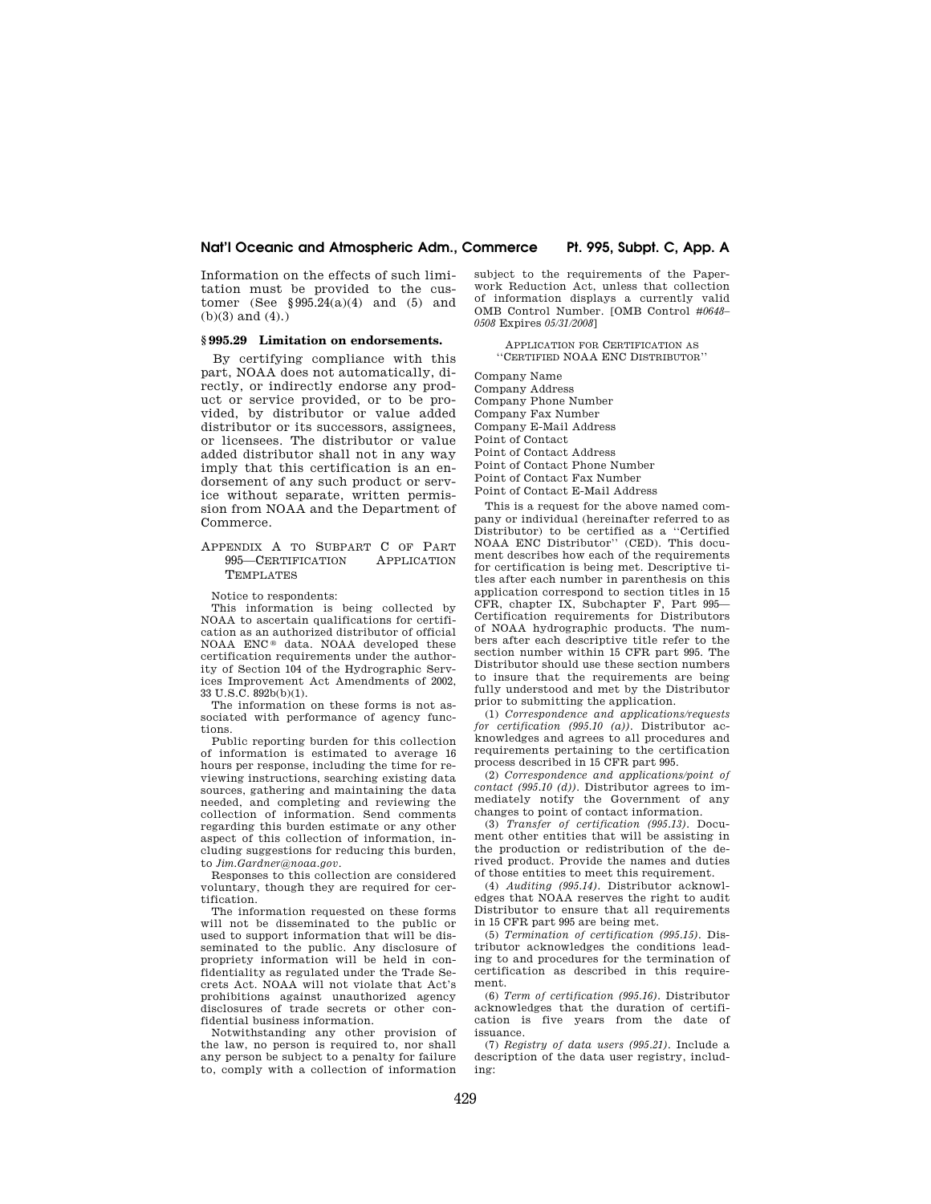Information on the effects of such limitation must be provided to the customer (See §995.24(a)(4) and (5) and (b)(3) and (4).)

### § 995.29 Limitation on endorsements.

By certifying compliance with this part, NOAA does not automatically, directly, or indirectly endorse any product or service provided, or to be provided, by distributor or value added distributor or its successors, assignees, or licensees. The distributor or value added distributor shall not in any way imply that this certification is an endorsement of any such product or service without separate, written permission from NOAA and the Department of Commerce.

## APPENDIX A TO SUBPART C OF PART 995—CERTIFICATION APPLICATION TEMPLATES

Notice to respondents:

This information is being collected by NOAA to ascertain qualifications for certification as an authorized distributor of official NOAA ENC® data. NOAA developed these certification requirements under the authority of Section 104 of the Hydrographic Services Improvement Act Amendments of 2002, 33 U.S.C. 892b(b)(1).

The information on these forms is not associated with performance of agency functions.

Public reporting burden for this collection of information is estimated to average 16 hours per response, including the time for reviewing instructions, searching existing data sources, gathering and maintaining the data needed, and completing and reviewing the collection of information. Send comments regarding this burden estimate or any other aspect of this collection of information, including suggestions for reducing this burden, to *Jim.Gardner@noaa.gov*.

Responses to this collection are considered voluntary, though they are required for certification.

The information requested on these forms will not be disseminated to the public or used to support information that will be disseminated to the public. Any disclosure of propriety information will be held in confidentiality as regulated under the Trade Secrets Act. NOAA will not violate that Act's prohibitions against unauthorized agency disclosures of trade secrets or other confidential business information.

Notwithstanding any other provision of the law, no person is required to, nor shall any person be subject to a penalty for failure to, comply with a collection of information subject to the requirements of the Paperwork Reduction Act, unless that collection of information displays a currently valid OMB Control Number. [OMB Control *#0648–0508* Expires *05/31/2008*]

APPLICATION FOR CERTIFICATION AS "CERTIFIED NOAA ENC DISTRIBUTOR"

Company Name
Company Address
Company Phone Number
Company Fax Number
Company E-Mail Address
Point of Contact
Point of Contact Address
Point of Contact Phone Number
Point of Contact Fax Number
Point of Contact E-Mail Address

This is a request for the above named company or individual (hereinafter referred to as Distributor) to be certified as a "Certified NOAA ENC Distributor" (CED). This document describes how each of the requirements for certification is being met. Descriptive titles after each number in parenthesis on this application correspond to section titles in 15 CFR, chapter IX, Subchapter F, Part 995—Certification requirements for Distributors of NOAA hydrographic products. The numbers after each descriptive title refer to the section number within 15 CFR part 995. The Distributor should use these section numbers to insure that the requirements are being fully understood and met by the Distributor prior to submitting the application.

(1) *Correspondence and applications/requests for certification (995.10 (a))*. Distributor acknowledges and agrees to all procedures and requirements pertaining to the certification process described in 15 CFR part 995.

(2) *Correspondence and applications/point of contact (995.10 (d))*. Distributor agrees to immediately notify the Government of any changes to point of contact information.

(3) *Transfer of certification (995.13)*. Document other entities that will be assisting in the production or redistribution of the derived product. Provide the names and duties of those entities to meet this requirement.

(4) *Auditing (995.14)*. Distributor acknowledges that NOAA reserves the right to audit Distributor to ensure that all requirements in 15 CFR part 995 are being met.

(5) *Termination of certification (995.15)*. Distributor acknowledges the conditions leading to and procedures for the termination of certification as described in this requirement.

(6) *Term of certification (995.16)*. Distributor acknowledges that the duration of certification is five years from the date of issuance.

(7) *Registry of data users (995.21)*. Include a description of the data user registry, including: